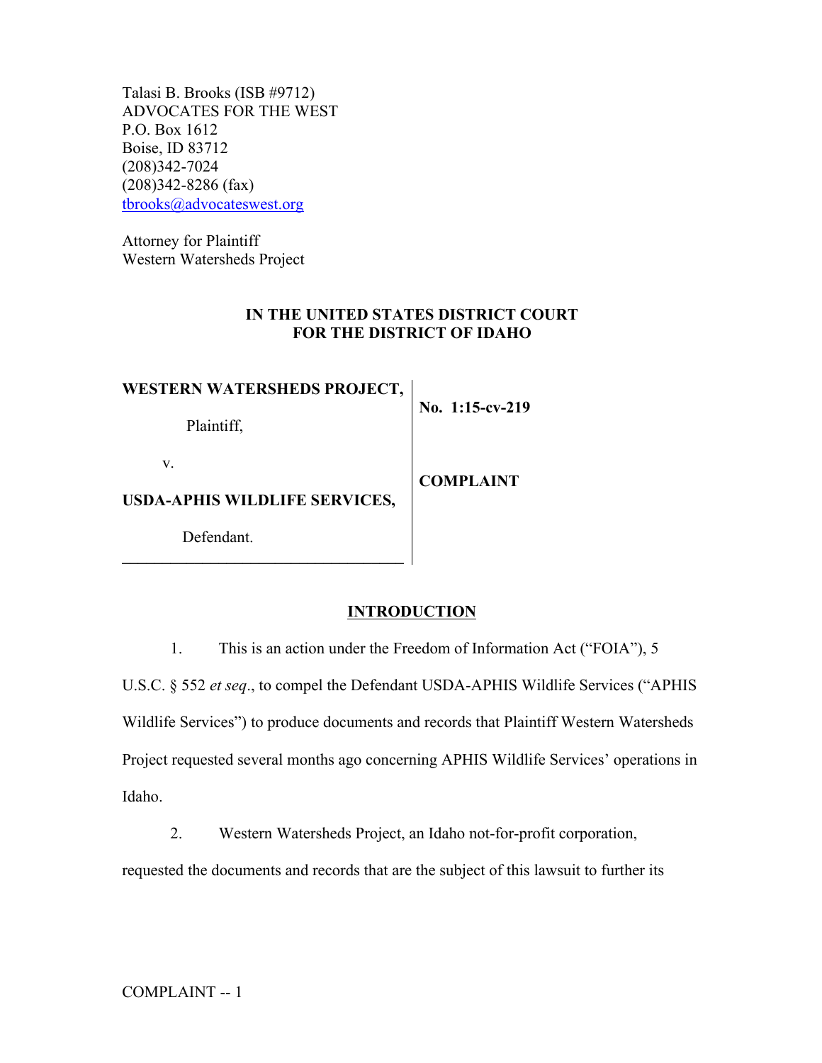Talasi B. Brooks (ISB #9712)
ADVOCATES FOR THE WEST
P.O. Box 1612
Boise, ID 83712
(208)342-7024
(208)342-8286 (fax)
tbrooks@advocateswest.org

Attorney for Plaintiff
Western Watersheds Project

**IN THE UNITED STATES DISTRICT COURT**
**FOR THE DISTRICT OF IDAHO**

| | |
|---|---|
| **WESTERN WATERSHEDS PROJECT,** Plaintiff, v. **USDA-APHIS WILDLIFE SERVICES,** Defendant. | **No. 1:15-cv-219** **COMPLAINT** |

## INTRODUCTION

1. This is an action under the Freedom of Information Act ("FOIA"), 5 U.S.C. § 552 *et seq*., to compel the Defendant USDA-APHIS Wildlife Services ("APHIS Wildlife Services") to produce documents and records that Plaintiff Western Watersheds Project requested several months ago concerning APHIS Wildlife Services' operations in Idaho.

2. Western Watersheds Project, an Idaho not-for-profit corporation, requested the documents and records that are the subject of this lawsuit to further its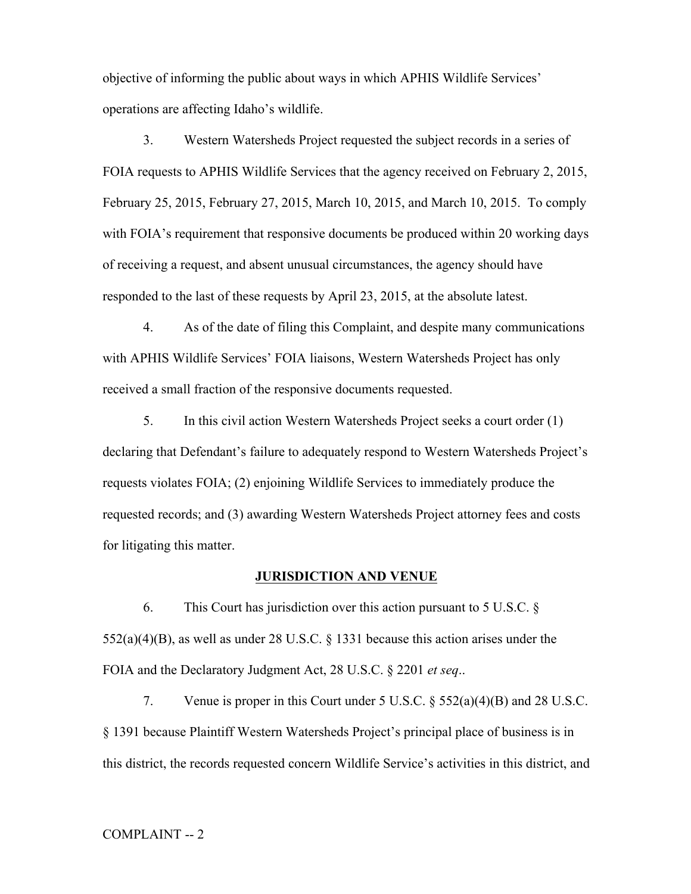objective of informing the public about ways in which APHIS Wildlife Services' operations are affecting Idaho's wildlife.

3. Western Watersheds Project requested the subject records in a series of FOIA requests to APHIS Wildlife Services that the agency received on February 2, 2015, February 25, 2015, February 27, 2015, March 10, 2015, and March 10, 2015. To comply with FOIA's requirement that responsive documents be produced within 20 working days of receiving a request, and absent unusual circumstances, the agency should have responded to the last of these requests by April 23, 2015, at the absolute latest.

4. As of the date of filing this Complaint, and despite many communications with APHIS Wildlife Services' FOIA liaisons, Western Watersheds Project has only received a small fraction of the responsive documents requested.

5. In this civil action Western Watersheds Project seeks a court order (1) declaring that Defendant's failure to adequately respond to Western Watersheds Project's requests violates FOIA; (2) enjoining Wildlife Services to immediately produce the requested records; and (3) awarding Western Watersheds Project attorney fees and costs for litigating this matter.

**JURISDICTION AND VENUE**

6. This Court has jurisdiction over this action pursuant to 5 U.S.C. § 552(a)(4)(B), as well as under 28 U.S.C. § 1331 because this action arises under the FOIA and the Declaratory Judgment Act, 28 U.S.C. § 2201 *et seq*..

7. Venue is proper in this Court under 5 U.S.C. § 552(a)(4)(B) and 28 U.S.C. § 1391 because Plaintiff Western Watersheds Project's principal place of business is in this district, the records requested concern Wildlife Service's activities in this district, and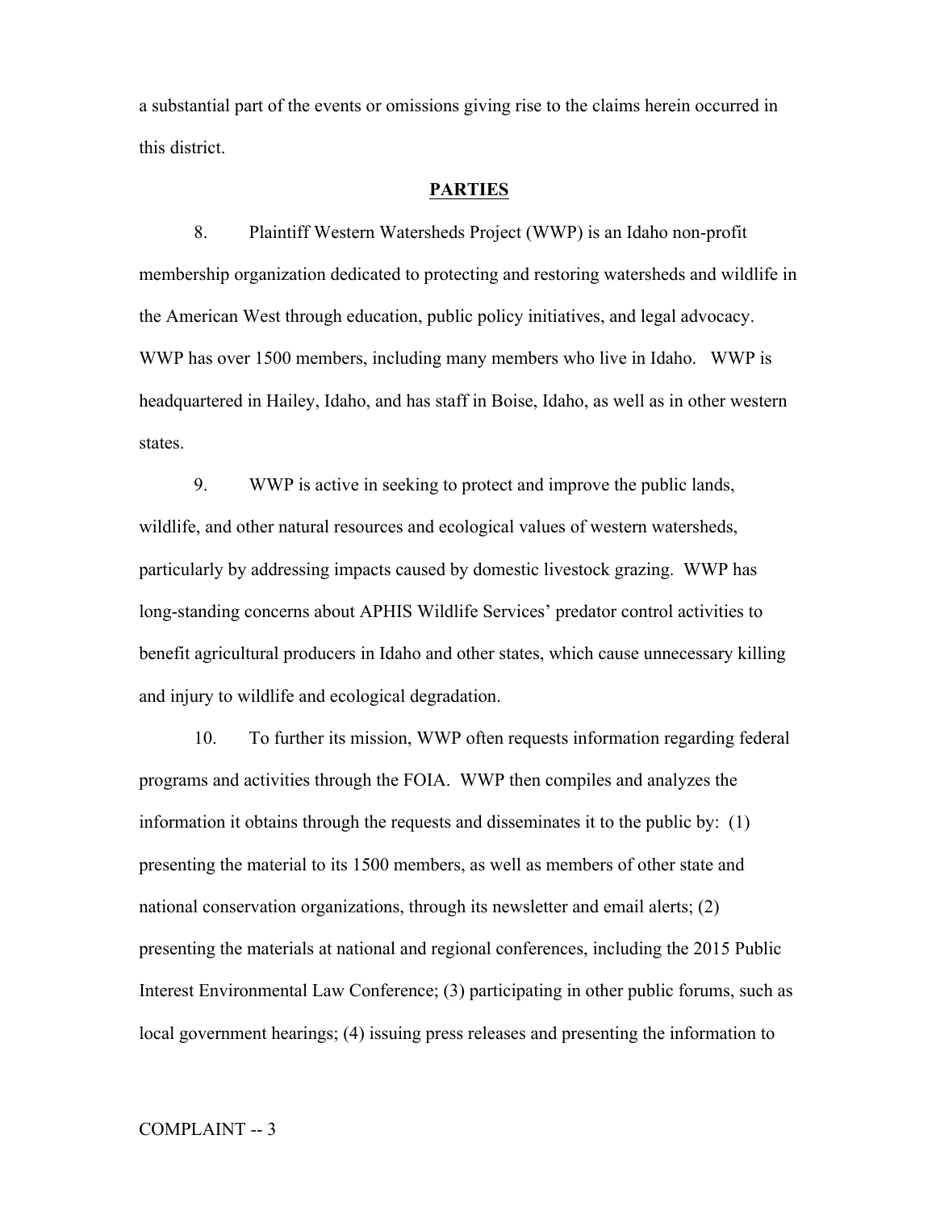a substantial part of the events or omissions giving rise to the claims herein occurred in this district.

## PARTIES

8. Plaintiff Western Watersheds Project (WWP) is an Idaho non-profit membership organization dedicated to protecting and restoring watersheds and wildlife in the American West through education, public policy initiatives, and legal advocacy. WWP has over 1500 members, including many members who live in Idaho. WWP is headquartered in Hailey, Idaho, and has staff in Boise, Idaho, as well as in other western states.

9. WWP is active in seeking to protect and improve the public lands, wildlife, and other natural resources and ecological values of western watersheds, particularly by addressing impacts caused by domestic livestock grazing. WWP has long-standing concerns about APHIS Wildlife Services' predator control activities to benefit agricultural producers in Idaho and other states, which cause unnecessary killing and injury to wildlife and ecological degradation.

10. To further its mission, WWP often requests information regarding federal programs and activities through the FOIA. WWP then compiles and analyzes the information it obtains through the requests and disseminates it to the public by: (1) presenting the material to its 1500 members, as well as members of other state and national conservation organizations, through its newsletter and email alerts; (2) presenting the materials at national and regional conferences, including the 2015 Public Interest Environmental Law Conference; (3) participating in other public forums, such as local government hearings; (4) issuing press releases and presenting the information to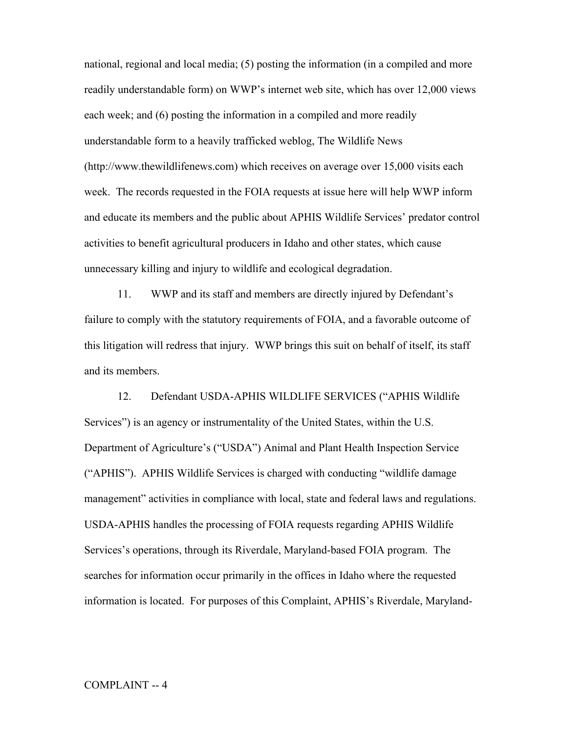national, regional and local media; (5) posting the information (in a compiled and more readily understandable form) on WWP's internet web site, which has over 12,000 views each week; and (6) posting the information in a compiled and more readily understandable form to a heavily trafficked weblog, The Wildlife News (http://www.thewildlifenews.com) which receives on average over 15,000 visits each week. The records requested in the FOIA requests at issue here will help WWP inform and educate its members and the public about APHIS Wildlife Services' predator control activities to benefit agricultural producers in Idaho and other states, which cause unnecessary killing and injury to wildlife and ecological degradation.

11. WWP and its staff and members are directly injured by Defendant's failure to comply with the statutory requirements of FOIA, and a favorable outcome of this litigation will redress that injury. WWP brings this suit on behalf of itself, its staff and its members.

12. Defendant USDA-APHIS WILDLIFE SERVICES ("APHIS Wildlife Services") is an agency or instrumentality of the United States, within the U.S. Department of Agriculture's ("USDA") Animal and Plant Health Inspection Service ("APHIS"). APHIS Wildlife Services is charged with conducting "wildlife damage management" activities in compliance with local, state and federal laws and regulations. USDA-APHIS handles the processing of FOIA requests regarding APHIS Wildlife Services's operations, through its Riverdale, Maryland-based FOIA program. The searches for information occur primarily in the offices in Idaho where the requested information is located. For purposes of this Complaint, APHIS's Riverdale, Maryland-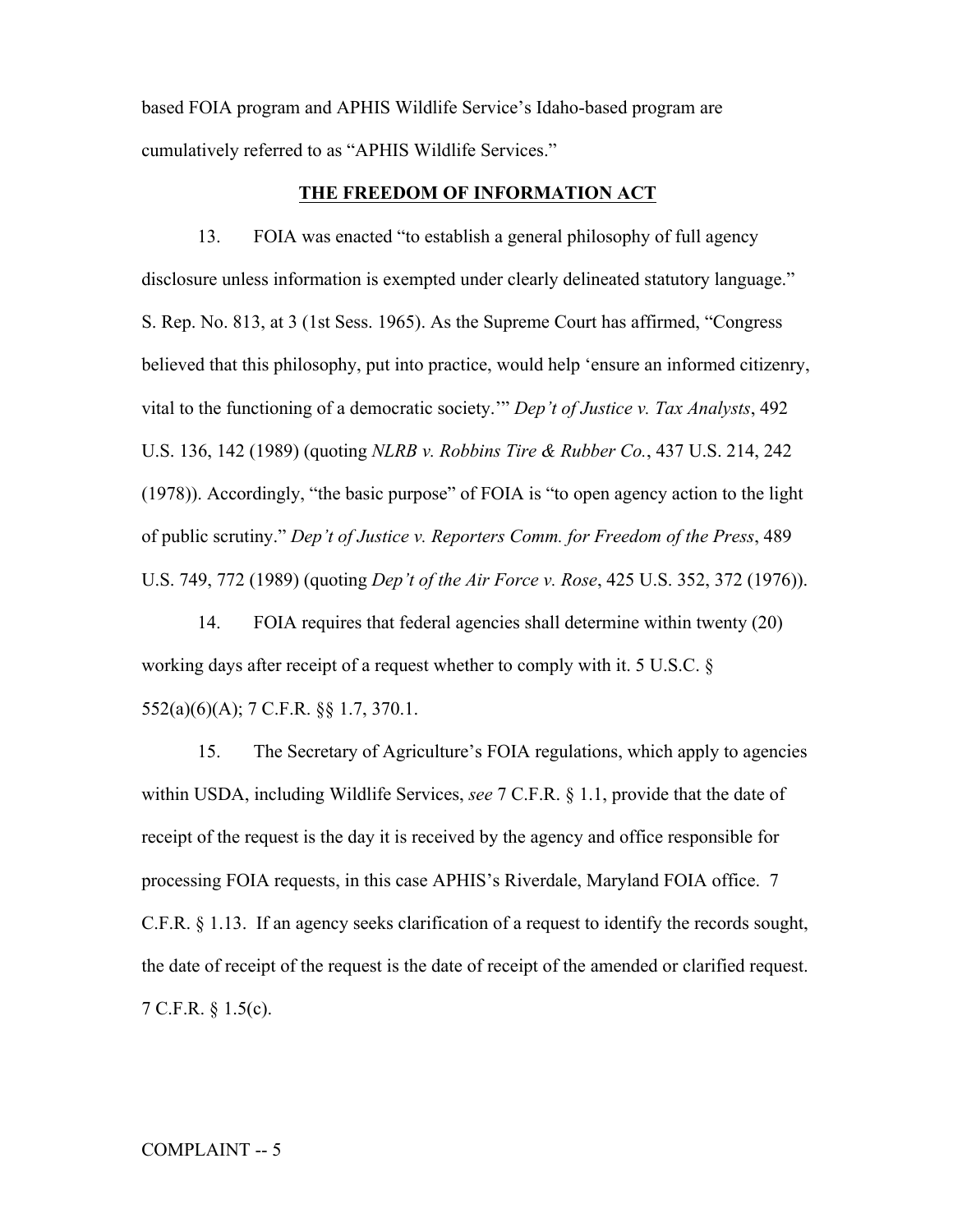based FOIA program and APHIS Wildlife Service's Idaho-based program are cumulatively referred to as "APHIS Wildlife Services."

## THE FREEDOM OF INFORMATION ACT

13. FOIA was enacted "to establish a general philosophy of full agency disclosure unless information is exempted under clearly delineated statutory language." S. Rep. No. 813, at 3 (1st Sess. 1965). As the Supreme Court has affirmed, "Congress believed that this philosophy, put into practice, would help 'ensure an informed citizenry, vital to the functioning of a democratic society.'" *Dep't of Justice v. Tax Analysts*, 492 U.S. 136, 142 (1989) (quoting *NLRB v. Robbins Tire & Rubber Co.*, 437 U.S. 214, 242 (1978)). Accordingly, "the basic purpose" of FOIA is "to open agency action to the light of public scrutiny." *Dep't of Justice v. Reporters Comm. for Freedom of the Press*, 489 U.S. 749, 772 (1989) (quoting *Dep't of the Air Force v. Rose*, 425 U.S. 352, 372 (1976)).

14. FOIA requires that federal agencies shall determine within twenty (20) working days after receipt of a request whether to comply with it. 5 U.S.C. § 552(a)(6)(A); 7 C.F.R. §§ 1.7, 370.1.

15. The Secretary of Agriculture's FOIA regulations, which apply to agencies within USDA, including Wildlife Services, *see* 7 C.F.R. § 1.1, provide that the date of receipt of the request is the day it is received by the agency and office responsible for processing FOIA requests, in this case APHIS's Riverdale, Maryland FOIA office. 7 C.F.R. § 1.13. If an agency seeks clarification of a request to identify the records sought, the date of receipt of the request is the date of receipt of the amended or clarified request. 7 C.F.R. § 1.5(c).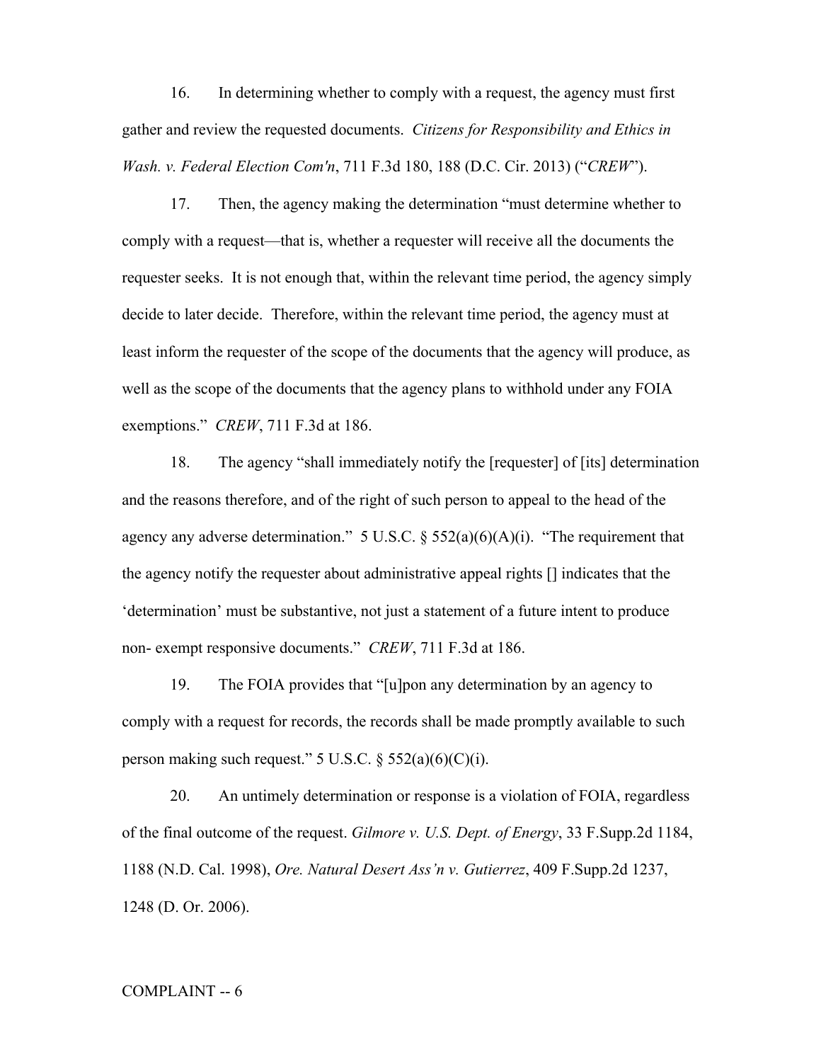16. In determining whether to comply with a request, the agency must first gather and review the requested documents. *Citizens for Responsibility and Ethics in Wash. v. Federal Election Com'n*, 711 F.3d 180, 188 (D.C. Cir. 2013) ("*CREW*").

17. Then, the agency making the determination "must determine whether to comply with a request—that is, whether a requester will receive all the documents the requester seeks. It is not enough that, within the relevant time period, the agency simply decide to later decide. Therefore, within the relevant time period, the agency must at least inform the requester of the scope of the documents that the agency will produce, as well as the scope of the documents that the agency plans to withhold under any FOIA exemptions." *CREW*, 711 F.3d at 186.

18. The agency "shall immediately notify the [requester] of [its] determination and the reasons therefore, and of the right of such person to appeal to the head of the agency any adverse determination." 5 U.S.C. § 552(a)(6)(A)(i). "The requirement that the agency notify the requester about administrative appeal rights [] indicates that the 'determination' must be substantive, not just a statement of a future intent to produce non- exempt responsive documents." *CREW*, 711 F.3d at 186.

19. The FOIA provides that "[u]pon any determination by an agency to comply with a request for records, the records shall be made promptly available to such person making such request." 5 U.S.C. § 552(a)(6)(C)(i).

20. An untimely determination or response is a violation of FOIA, regardless of the final outcome of the request. *Gilmore v. U.S. Dept. of Energy*, 33 F.Supp.2d 1184, 1188 (N.D. Cal. 1998), *Ore. Natural Desert Ass'n v. Gutierrez*, 409 F.Supp.2d 1237, 1248 (D. Or. 2006).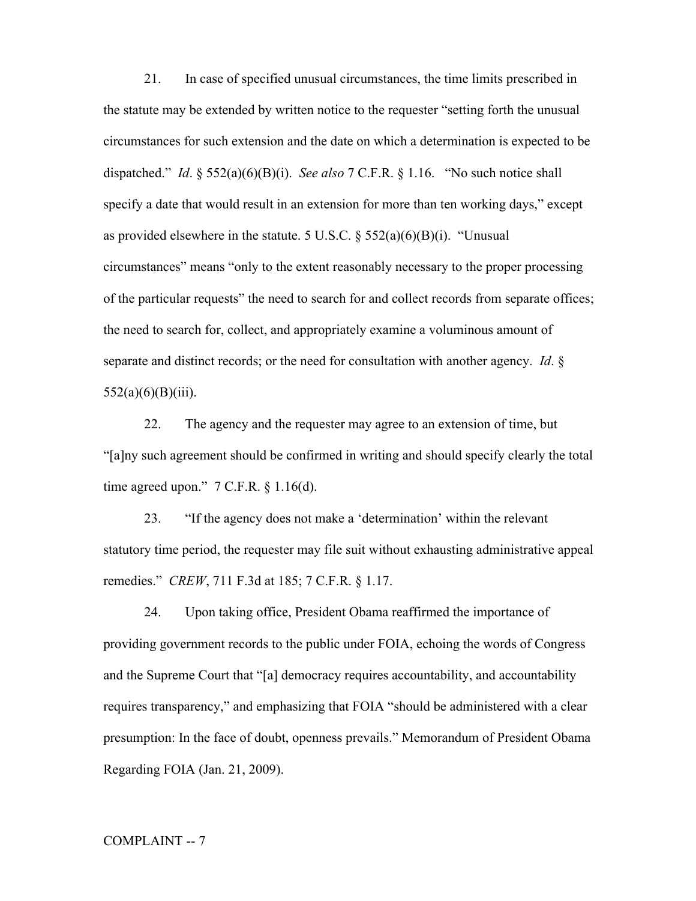21. In case of specified unusual circumstances, the time limits prescribed in the statute may be extended by written notice to the requester "setting forth the unusual circumstances for such extension and the date on which a determination is expected to be dispatched." *Id*. § 552(a)(6)(B)(i). *See also* 7 C.F.R. § 1.16. "No such notice shall specify a date that would result in an extension for more than ten working days," except as provided elsewhere in the statute. 5 U.S.C. § 552(a)(6)(B)(i). "Unusual circumstances" means "only to the extent reasonably necessary to the proper processing of the particular requests" the need to search for and collect records from separate offices; the need to search for, collect, and appropriately examine a voluminous amount of separate and distinct records; or the need for consultation with another agency. *Id*. § 552(a)(6)(B)(iii).

22. The agency and the requester may agree to an extension of time, but "[a]ny such agreement should be confirmed in writing and should specify clearly the total time agreed upon." 7 C.F.R. § 1.16(d).

23. "If the agency does not make a 'determination' within the relevant statutory time period, the requester may file suit without exhausting administrative appeal remedies." *CREW*, 711 F.3d at 185; 7 C.F.R. § 1.17.

24. Upon taking office, President Obama reaffirmed the importance of providing government records to the public under FOIA, echoing the words of Congress and the Supreme Court that "[a] democracy requires accountability, and accountability requires transparency," and emphasizing that FOIA "should be administered with a clear presumption: In the face of doubt, openness prevails." Memorandum of President Obama Regarding FOIA (Jan. 21, 2009).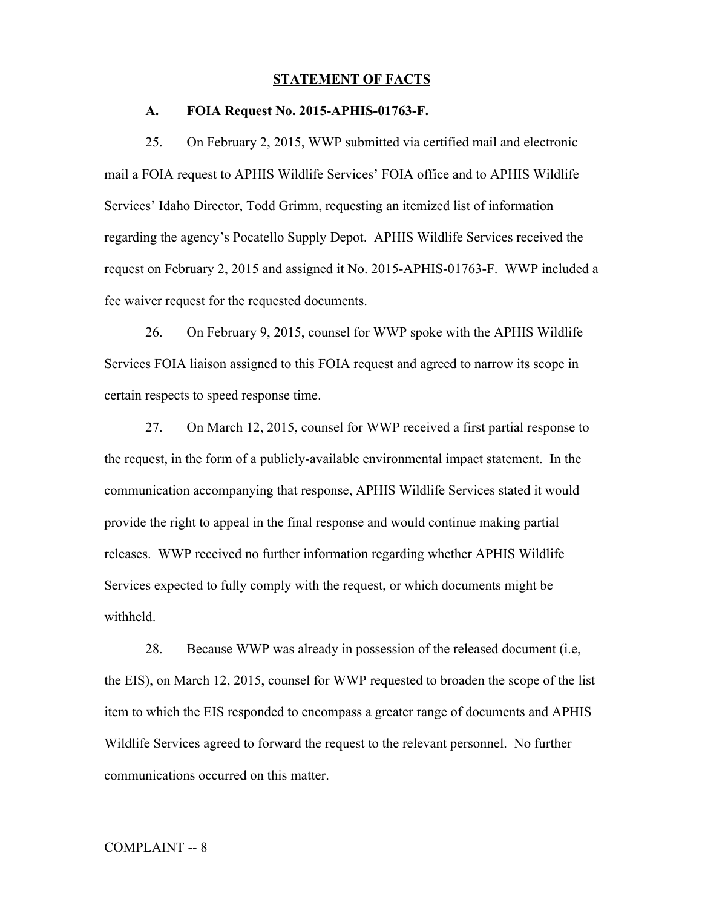## STATEMENT OF FACTS

### A. FOIA Request No. 2015-APHIS-01763-F.

25. On February 2, 2015, WWP submitted via certified mail and electronic mail a FOIA request to APHIS Wildlife Services' FOIA office and to APHIS Wildlife Services' Idaho Director, Todd Grimm, requesting an itemized list of information regarding the agency's Pocatello Supply Depot. APHIS Wildlife Services received the request on February 2, 2015 and assigned it No. 2015-APHIS-01763-F. WWP included a fee waiver request for the requested documents.

26. On February 9, 2015, counsel for WWP spoke with the APHIS Wildlife Services FOIA liaison assigned to this FOIA request and agreed to narrow its scope in certain respects to speed response time.

27. On March 12, 2015, counsel for WWP received a first partial response to the request, in the form of a publicly-available environmental impact statement. In the communication accompanying that response, APHIS Wildlife Services stated it would provide the right to appeal in the final response and would continue making partial releases. WWP received no further information regarding whether APHIS Wildlife Services expected to fully comply with the request, or which documents might be withheld.

28. Because WWP was already in possession of the released document (i.e, the EIS), on March 12, 2015, counsel for WWP requested to broaden the scope of the list item to which the EIS responded to encompass a greater range of documents and APHIS Wildlife Services agreed to forward the request to the relevant personnel. No further communications occurred on this matter.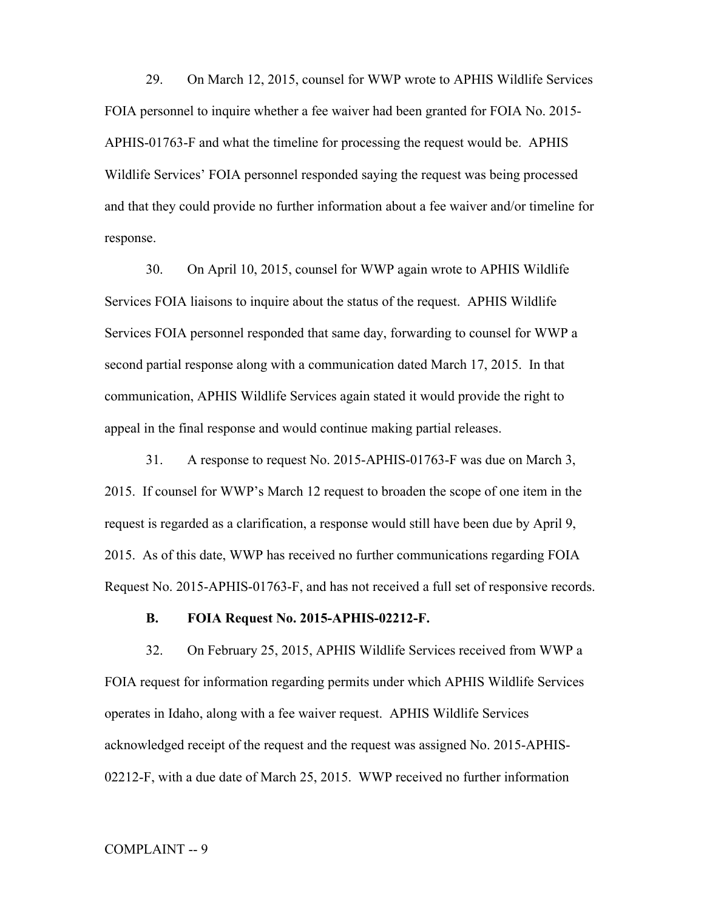29. On March 12, 2015, counsel for WWP wrote to APHIS Wildlife Services FOIA personnel to inquire whether a fee waiver had been granted for FOIA No. 2015-APHIS-01763-F and what the timeline for processing the request would be. APHIS Wildlife Services' FOIA personnel responded saying the request was being processed and that they could provide no further information about a fee waiver and/or timeline for response.

30. On April 10, 2015, counsel for WWP again wrote to APHIS Wildlife Services FOIA liaisons to inquire about the status of the request. APHIS Wildlife Services FOIA personnel responded that same day, forwarding to counsel for WWP a second partial response along with a communication dated March 17, 2015. In that communication, APHIS Wildlife Services again stated it would provide the right to appeal in the final response and would continue making partial releases.

31. A response to request No. 2015-APHIS-01763-F was due on March 3, 2015. If counsel for WWP's March 12 request to broaden the scope of one item in the request is regarded as a clarification, a response would still have been due by April 9, 2015. As of this date, WWP has received no further communications regarding FOIA Request No. 2015-APHIS-01763-F, and has not received a full set of responsive records.

**B. FOIA Request No. 2015-APHIS-02212-F.**

32. On February 25, 2015, APHIS Wildlife Services received from WWP a FOIA request for information regarding permits under which APHIS Wildlife Services operates in Idaho, along with a fee waiver request. APHIS Wildlife Services acknowledged receipt of the request and the request was assigned No. 2015-APHIS-02212-F, with a due date of March 25, 2015. WWP received no further information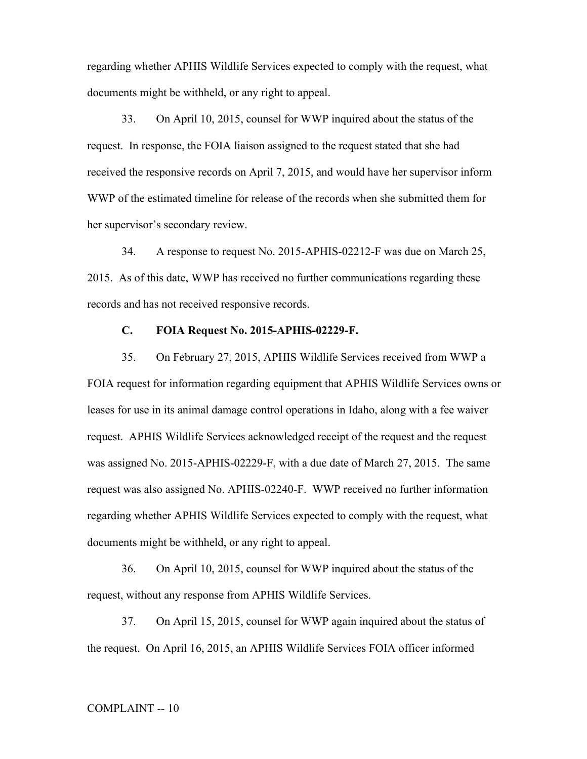regarding whether APHIS Wildlife Services expected to comply with the request, what documents might be withheld, or any right to appeal.

33. On April 10, 2015, counsel for WWP inquired about the status of the request. In response, the FOIA liaison assigned to the request stated that she had received the responsive records on April 7, 2015, and would have her supervisor inform WWP of the estimated timeline for release of the records when she submitted them for her supervisor's secondary review.

34. A response to request No. 2015-APHIS-02212-F was due on March 25, 2015. As of this date, WWP has received no further communications regarding these records and has not received responsive records.

### C. FOIA Request No. 2015-APHIS-02229-F.

35. On February 27, 2015, APHIS Wildlife Services received from WWP a FOIA request for information regarding equipment that APHIS Wildlife Services owns or leases for use in its animal damage control operations in Idaho, along with a fee waiver request. APHIS Wildlife Services acknowledged receipt of the request and the request was assigned No. 2015-APHIS-02229-F, with a due date of March 27, 2015. The same request was also assigned No. APHIS-02240-F. WWP received no further information regarding whether APHIS Wildlife Services expected to comply with the request, what documents might be withheld, or any right to appeal.

36. On April 10, 2015, counsel for WWP inquired about the status of the request, without any response from APHIS Wildlife Services.

37. On April 15, 2015, counsel for WWP again inquired about the status of the request. On April 16, 2015, an APHIS Wildlife Services FOIA officer informed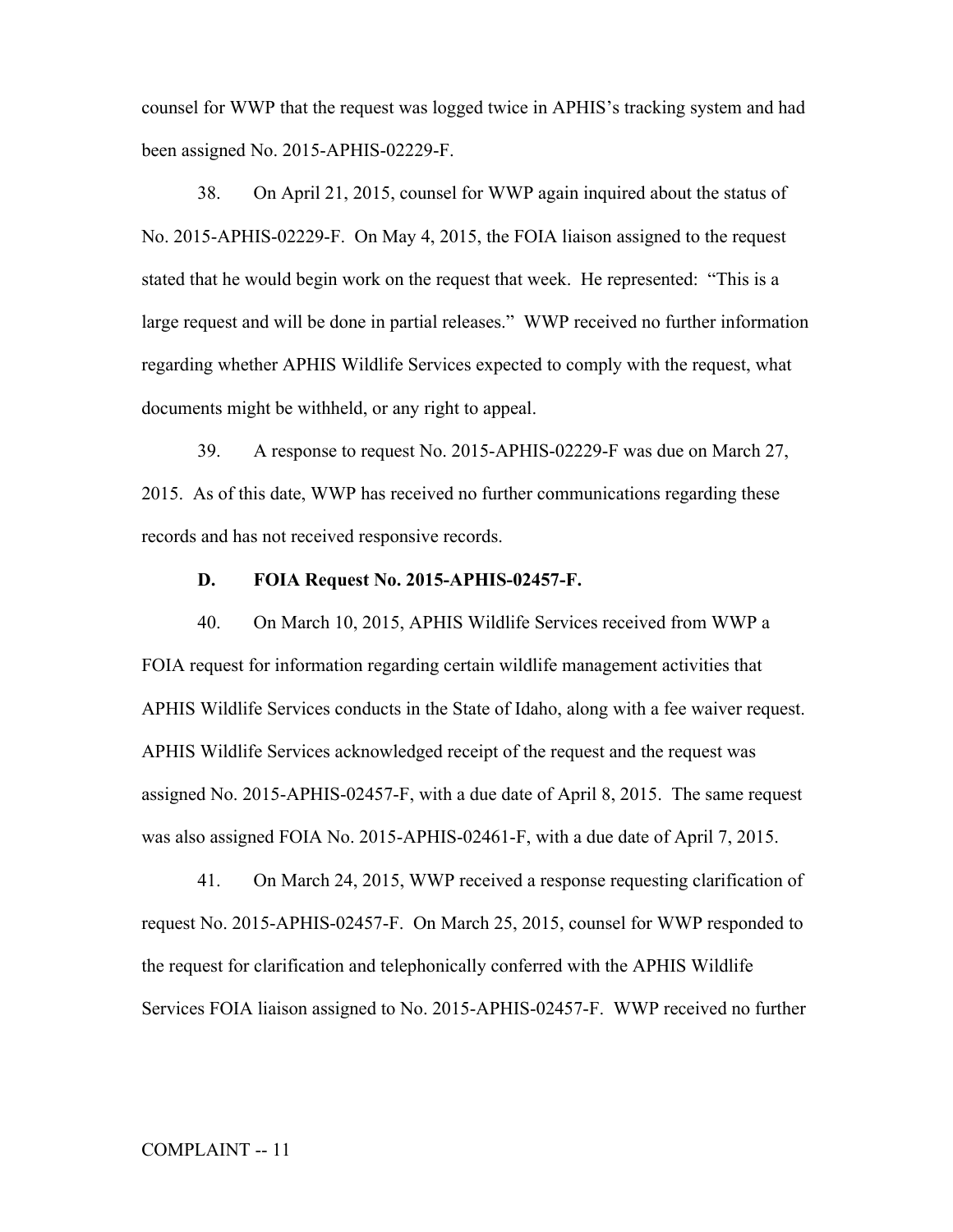counsel for WWP that the request was logged twice in APHIS's tracking system and had been assigned No. 2015-APHIS-02229-F.

38. On April 21, 2015, counsel for WWP again inquired about the status of No. 2015-APHIS-02229-F. On May 4, 2015, the FOIA liaison assigned to the request stated that he would begin work on the request that week. He represented: "This is a large request and will be done in partial releases." WWP received no further information regarding whether APHIS Wildlife Services expected to comply with the request, what documents might be withheld, or any right to appeal.

39. A response to request No. 2015-APHIS-02229-F was due on March 27, 2015. As of this date, WWP has received no further communications regarding these records and has not received responsive records.

### D. FOIA Request No. 2015-APHIS-02457-F.

40. On March 10, 2015, APHIS Wildlife Services received from WWP a FOIA request for information regarding certain wildlife management activities that APHIS Wildlife Services conducts in the State of Idaho, along with a fee waiver request. APHIS Wildlife Services acknowledged receipt of the request and the request was assigned No. 2015-APHIS-02457-F, with a due date of April 8, 2015. The same request was also assigned FOIA No. 2015-APHIS-02461-F, with a due date of April 7, 2015.

41. On March 24, 2015, WWP received a response requesting clarification of request No. 2015-APHIS-02457-F. On March 25, 2015, counsel for WWP responded to the request for clarification and telephonically conferred with the APHIS Wildlife Services FOIA liaison assigned to No. 2015-APHIS-02457-F. WWP received no further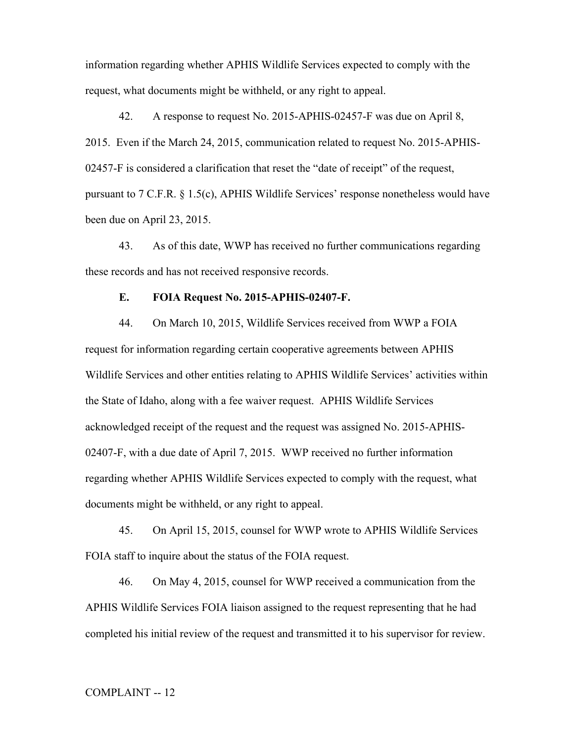information regarding whether APHIS Wildlife Services expected to comply with the request, what documents might be withheld, or any right to appeal.

42. A response to request No. 2015-APHIS-02457-F was due on April 8, 2015. Even if the March 24, 2015, communication related to request No. 2015-APHIS-02457-F is considered a clarification that reset the "date of receipt" of the request, pursuant to 7 C.F.R. § 1.5(c), APHIS Wildlife Services' response nonetheless would have been due on April 23, 2015.

43. As of this date, WWP has received no further communications regarding these records and has not received responsive records.

**E. FOIA Request No. 2015-APHIS-02407-F.**

44. On March 10, 2015, Wildlife Services received from WWP a FOIA request for information regarding certain cooperative agreements between APHIS Wildlife Services and other entities relating to APHIS Wildlife Services' activities within the State of Idaho, along with a fee waiver request. APHIS Wildlife Services acknowledged receipt of the request and the request was assigned No. 2015-APHIS-02407-F, with a due date of April 7, 2015. WWP received no further information regarding whether APHIS Wildlife Services expected to comply with the request, what documents might be withheld, or any right to appeal.

45. On April 15, 2015, counsel for WWP wrote to APHIS Wildlife Services FOIA staff to inquire about the status of the FOIA request.

46. On May 4, 2015, counsel for WWP received a communication from the APHIS Wildlife Services FOIA liaison assigned to the request representing that he had completed his initial review of the request and transmitted it to his supervisor for review.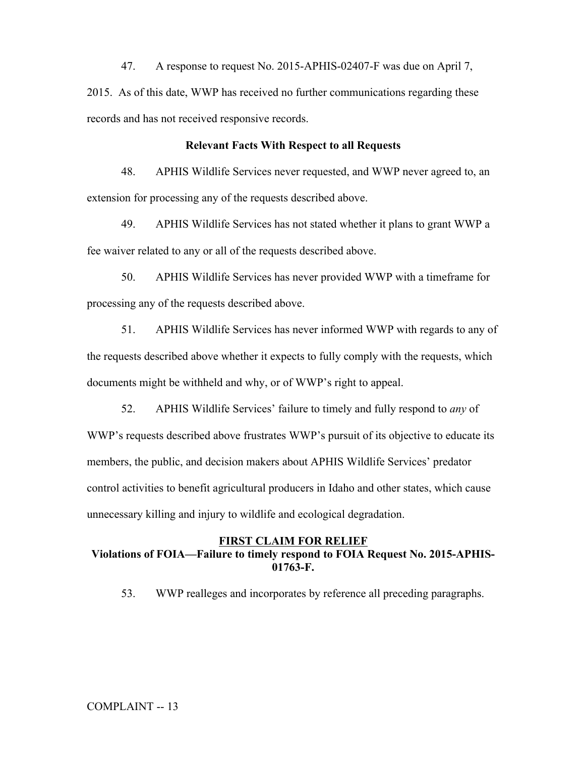47. A response to request No. 2015-APHIS-02407-F was due on April 7, 2015. As of this date, WWP has received no further communications regarding these records and has not received responsive records.

**Relevant Facts With Respect to all Requests**

48. APHIS Wildlife Services never requested, and WWP never agreed to, an extension for processing any of the requests described above.

49. APHIS Wildlife Services has not stated whether it plans to grant WWP a fee waiver related to any or all of the requests described above.

50. APHIS Wildlife Services has never provided WWP with a timeframe for processing any of the requests described above.

51. APHIS Wildlife Services has never informed WWP with regards to any of the requests described above whether it expects to fully comply with the requests, which documents might be withheld and why, or of WWP's right to appeal.

52. APHIS Wildlife Services' failure to timely and fully respond to *any* of WWP's requests described above frustrates WWP's pursuit of its objective to educate its members, the public, and decision makers about APHIS Wildlife Services' predator control activities to benefit agricultural producers in Idaho and other states, which cause unnecessary killing and injury to wildlife and ecological degradation.

## FIRST CLAIM FOR RELIEF
## Violations of FOIA—Failure to timely respond to FOIA Request No. 2015-APHIS-01763-F.

53. WWP realleges and incorporates by reference all preceding paragraphs.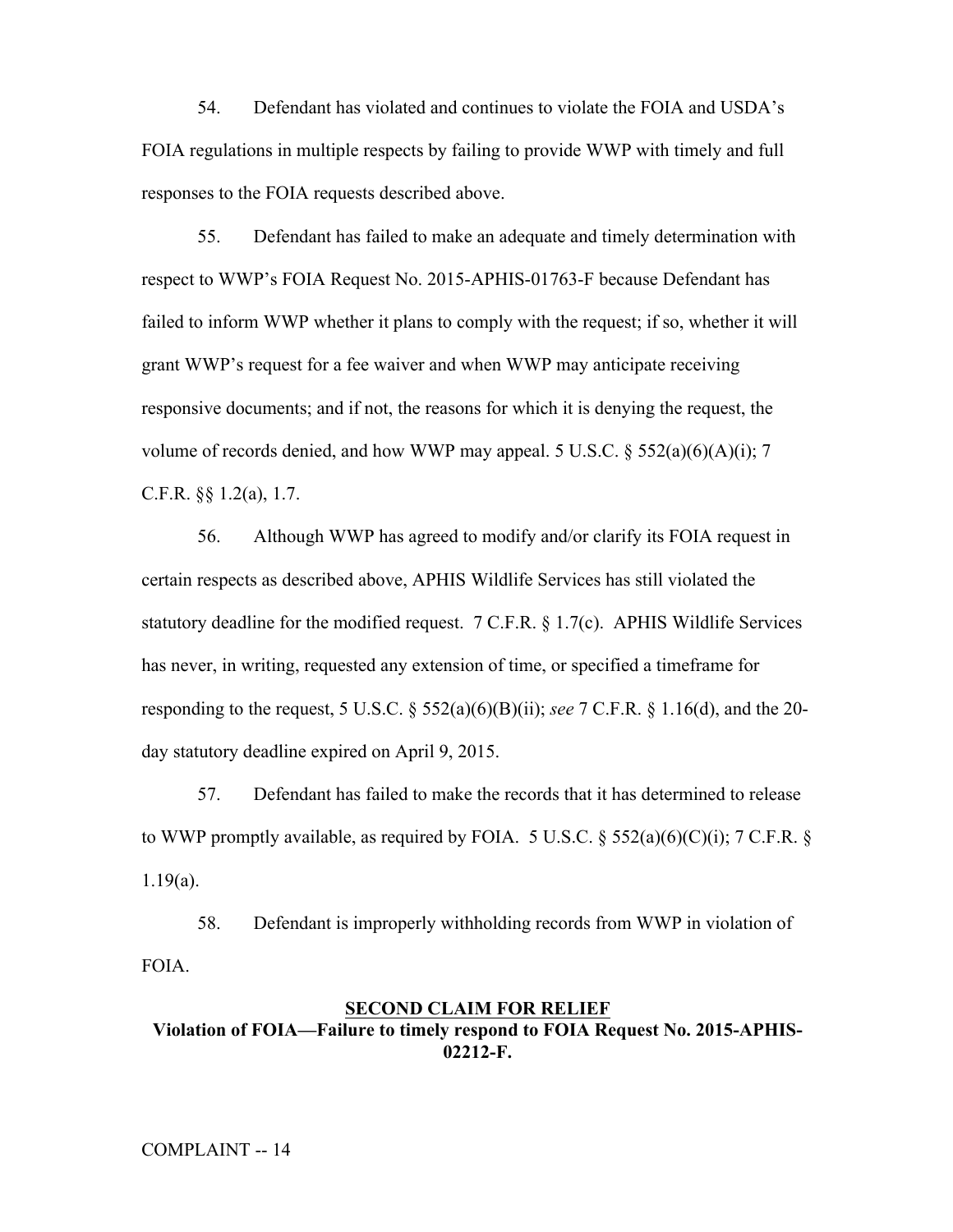54. Defendant has violated and continues to violate the FOIA and USDA's FOIA regulations in multiple respects by failing to provide WWP with timely and full responses to the FOIA requests described above.

55. Defendant has failed to make an adequate and timely determination with respect to WWP's FOIA Request No. 2015-APHIS-01763-F because Defendant has failed to inform WWP whether it plans to comply with the request; if so, whether it will grant WWP's request for a fee waiver and when WWP may anticipate receiving responsive documents; and if not, the reasons for which it is denying the request, the volume of records denied, and how WWP may appeal. 5 U.S.C. § 552(a)(6)(A)(i); 7 C.F.R. §§ 1.2(a), 1.7.

56. Although WWP has agreed to modify and/or clarify its FOIA request in certain respects as described above, APHIS Wildlife Services has still violated the statutory deadline for the modified request. 7 C.F.R. § 1.7(c). APHIS Wildlife Services has never, in writing, requested any extension of time, or specified a timeframe for responding to the request, 5 U.S.C. § 552(a)(6)(B)(ii); *see* 7 C.F.R. § 1.16(d), and the 20-day statutory deadline expired on April 9, 2015.

57. Defendant has failed to make the records that it has determined to release to WWP promptly available, as required by FOIA. 5 U.S.C. § 552(a)(6)(C)(i); 7 C.F.R. § 1.19(a).

58. Defendant is improperly withholding records from WWP in violation of FOIA.

## SECOND CLAIM FOR RELIEF

**Violation of FOIA—Failure to timely respond to FOIA Request No. 2015-APHIS-02212-F.**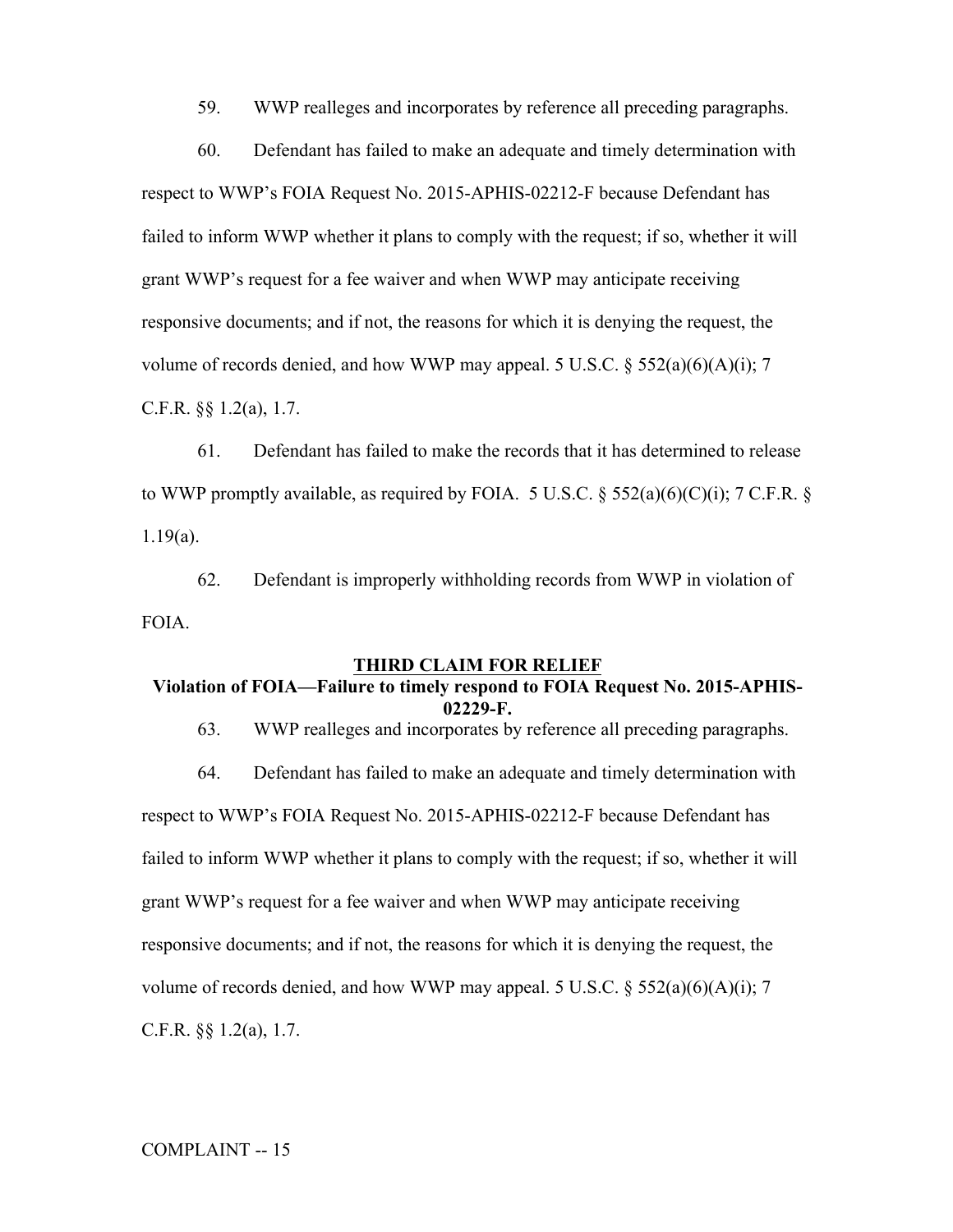59. WWP realleges and incorporates by reference all preceding paragraphs.

60. Defendant has failed to make an adequate and timely determination with respect to WWP's FOIA Request No. 2015-APHIS-02212-F because Defendant has failed to inform WWP whether it plans to comply with the request; if so, whether it will grant WWP's request for a fee waiver and when WWP may anticipate receiving responsive documents; and if not, the reasons for which it is denying the request, the volume of records denied, and how WWP may appeal. 5 U.S.C. § 552(a)(6)(A)(i); 7 C.F.R. §§ 1.2(a), 1.7.

61. Defendant has failed to make the records that it has determined to release to WWP promptly available, as required by FOIA. 5 U.S.C. § 552(a)(6)(C)(i); 7 C.F.R. § 1.19(a).

62. Defendant is improperly withholding records from WWP in violation of FOIA.

## <u>THIRD CLAIM FOR RELIEF</u>

**Violation of FOIA—Failure to timely respond to FOIA Request No. 2015-APHIS-02229-F.**

63. WWP realleges and incorporates by reference all preceding paragraphs.

64. Defendant has failed to make an adequate and timely determination with respect to WWP's FOIA Request No. 2015-APHIS-02212-F because Defendant has failed to inform WWP whether it plans to comply with the request; if so, whether it will grant WWP's request for a fee waiver and when WWP may anticipate receiving responsive documents; and if not, the reasons for which it is denying the request, the volume of records denied, and how WWP may appeal. 5 U.S.C. § 552(a)(6)(A)(i); 7 C.F.R. §§ 1.2(a), 1.7.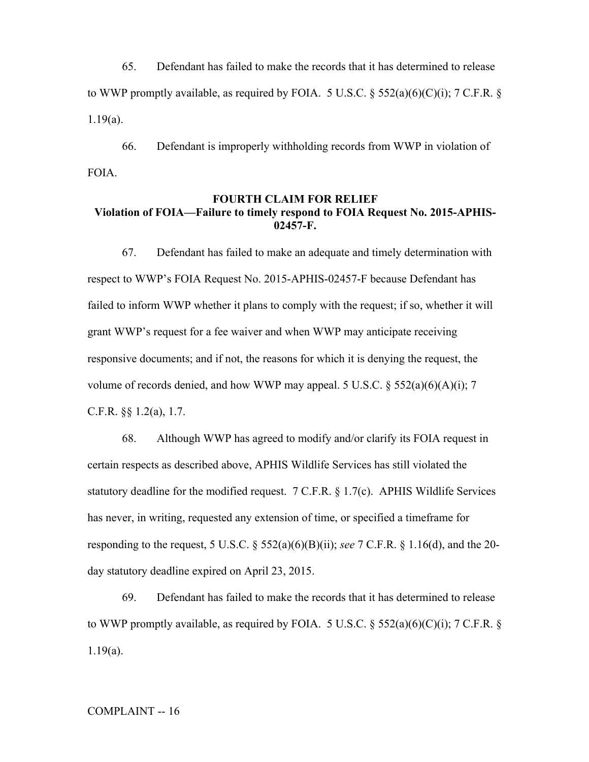65. Defendant has failed to make the records that it has determined to release to WWP promptly available, as required by FOIA. 5 U.S.C. § 552(a)(6)(C)(i); 7 C.F.R. § 1.19(a).

66. Defendant is improperly withholding records from WWP in violation of FOIA.

**FOURTH CLAIM FOR RELIEF**
**Violation of FOIA—Failure to timely respond to FOIA Request No. 2015-APHIS-02457-F.**

67. Defendant has failed to make an adequate and timely determination with respect to WWP's FOIA Request No. 2015-APHIS-02457-F because Defendant has failed to inform WWP whether it plans to comply with the request; if so, whether it will grant WWP's request for a fee waiver and when WWP may anticipate receiving responsive documents; and if not, the reasons for which it is denying the request, the volume of records denied, and how WWP may appeal. 5 U.S.C. § 552(a)(6)(A)(i); 7 C.F.R. §§ 1.2(a), 1.7.

68. Although WWP has agreed to modify and/or clarify its FOIA request in certain respects as described above, APHIS Wildlife Services has still violated the statutory deadline for the modified request. 7 C.F.R. § 1.7(c). APHIS Wildlife Services has never, in writing, requested any extension of time, or specified a timeframe for responding to the request, 5 U.S.C. § 552(a)(6)(B)(ii); *see* 7 C.F.R. § 1.16(d), and the 20-day statutory deadline expired on April 23, 2015.

69. Defendant has failed to make the records that it has determined to release to WWP promptly available, as required by FOIA. 5 U.S.C. § 552(a)(6)(C)(i); 7 C.F.R. § 1.19(a).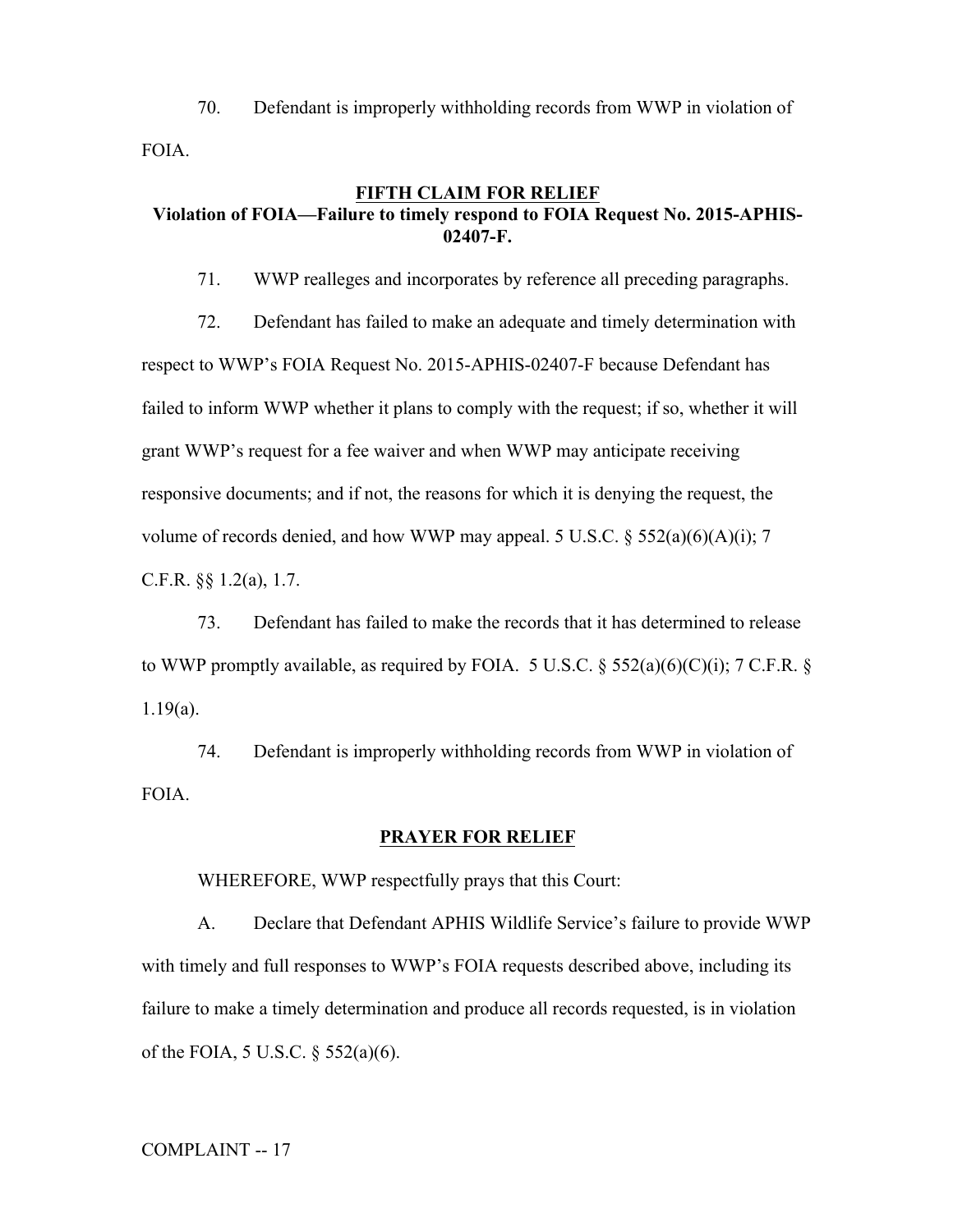70. Defendant is improperly withholding records from WWP in violation of FOIA.

## FIFTH CLAIM FOR RELIEF

### Violation of FOIA—Failure to timely respond to FOIA Request No. 2015-APHIS-02407-F.

71. WWP realleges and incorporates by reference all preceding paragraphs.

72. Defendant has failed to make an adequate and timely determination with respect to WWP's FOIA Request No. 2015-APHIS-02407-F because Defendant has failed to inform WWP whether it plans to comply with the request; if so, whether it will grant WWP's request for a fee waiver and when WWP may anticipate receiving responsive documents; and if not, the reasons for which it is denying the request, the volume of records denied, and how WWP may appeal. 5 U.S.C. § 552(a)(6)(A)(i); 7 C.F.R. §§ 1.2(a), 1.7.

73. Defendant has failed to make the records that it has determined to release to WWP promptly available, as required by FOIA. 5 U.S.C. § 552(a)(6)(C)(i); 7 C.F.R. § 1.19(a).

74. Defendant is improperly withholding records from WWP in violation of FOIA.

## PRAYER FOR RELIEF

WHEREFORE, WWP respectfully prays that this Court:

A. Declare that Defendant APHIS Wildlife Service's failure to provide WWP with timely and full responses to WWP's FOIA requests described above, including its failure to make a timely determination and produce all records requested, is in violation of the FOIA, 5 U.S.C. § 552(a)(6).

COMPLAINT -- 17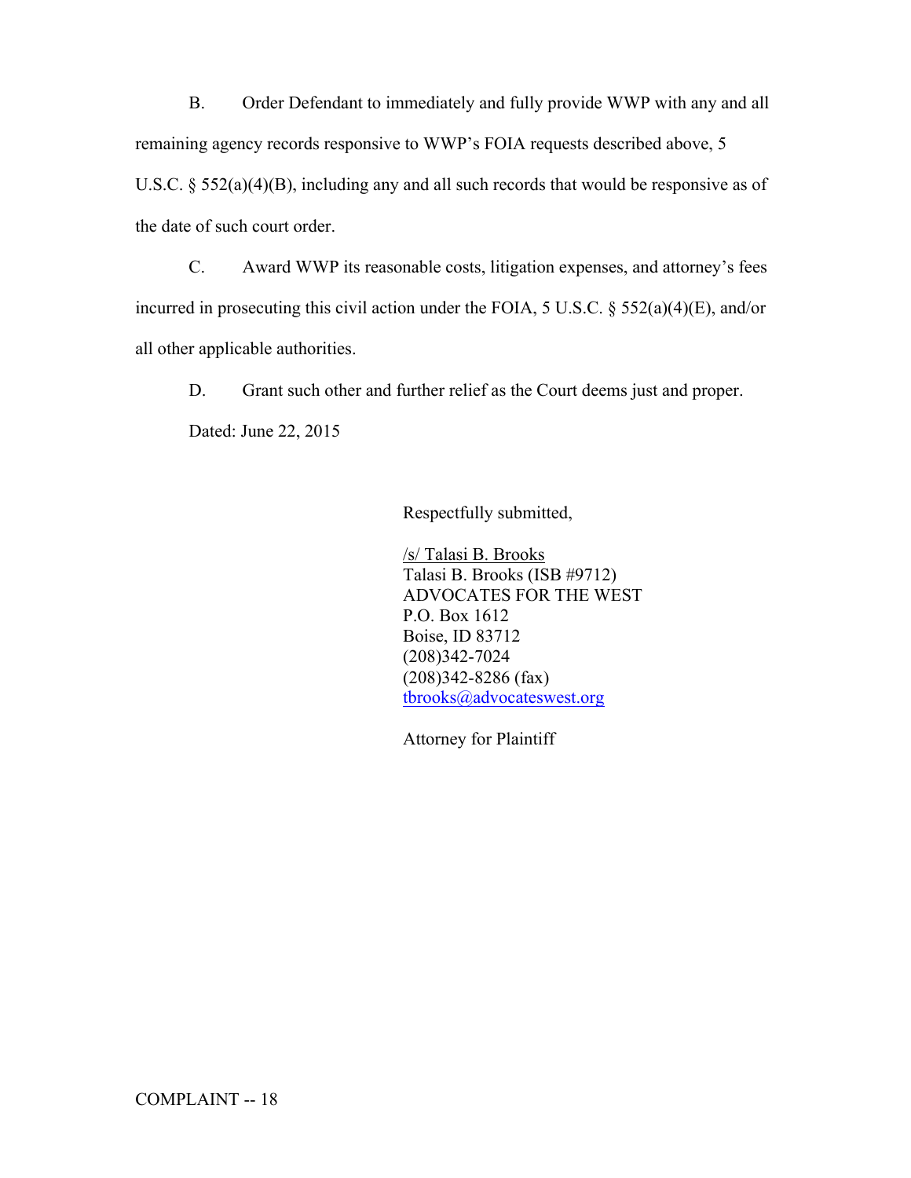B. Order Defendant to immediately and fully provide WWP with any and all remaining agency records responsive to WWP's FOIA requests described above, 5 U.S.C. § 552(a)(4)(B), including any and all such records that would be responsive as of the date of such court order.

C. Award WWP its reasonable costs, litigation expenses, and attorney's fees incurred in prosecuting this civil action under the FOIA, 5 U.S.C. § 552(a)(4)(E), and/or all other applicable authorities.

D. Grant such other and further relief as the Court deems just and proper.

Dated: June 22, 2015

Respectfully submitted,

/s/ Talasi B. Brooks
Talasi B. Brooks (ISB #9712)
ADVOCATES FOR THE WEST
P.O. Box 1612
Boise, ID 83712
(208)342-7024
(208)342-8286 (fax)
tbrooks@advocateswest.org

Attorney for Plaintiff

COMPLAINT -- 18